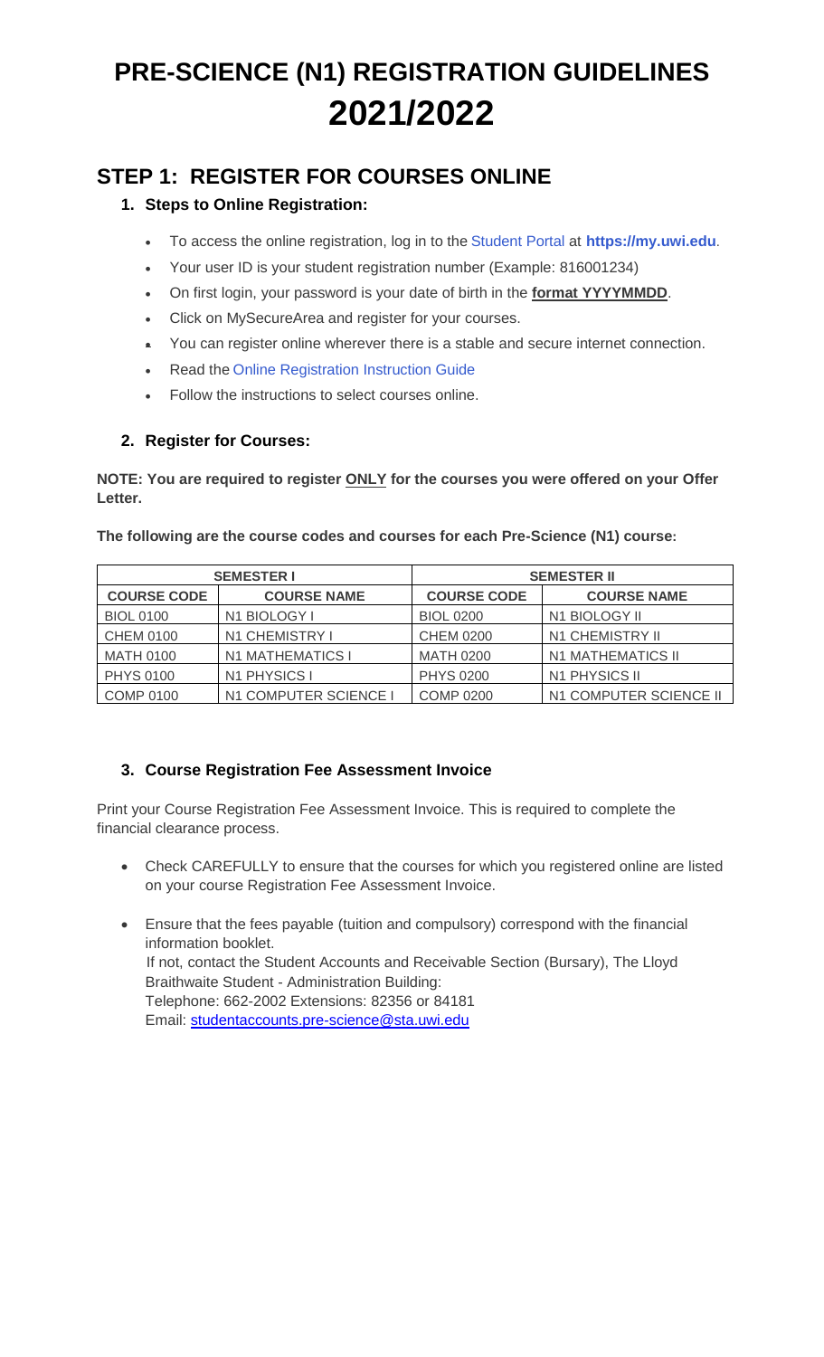# PRE-SCIENCE (N1) REGISTRATION GUIDELINES 2021/2022

## STEP 1: REGISTER FOR COURSES ONLINE

### 1. Steps to Online Registration:

- To access the online registration, log in to the Student Portal at **https://my.uwi.edu**.
- Your user ID is your student registration number (Example: 816001234)
- On first login, your password is your date of birth in the **format YYYYMMDD**.
- Click on MySecureArea and register for your courses.
- You can register online wherever there is a stable and secure internet connection.
- Read the Online Registration Instruction Guide
- Follow the instructions to select courses online.

### 2. Register for Courses:

**NOTE: You are required to register ONLY for the courses you were offered on your Offer Letter.**

**The following are the course codes and courses for each Pre-Science (N1) course:**

| SEMESTER I | | SEMESTER II | |
|---|---|---|---|
| **COURSE CODE** | **COURSE NAME** | **COURSE CODE** | **COURSE NAME** |
| BIOL 0100 | N1 BIOLOGY I | BIOL 0200 | N1 BIOLOGY II |
| CHEM 0100 | N1 CHEMISTRY I | CHEM 0200 | N1 CHEMISTRY II |
| MATH 0100 | N1 MATHEMATICS I | MATH 0200 | N1 MATHEMATICS II |
| PHYS 0100 | N1 PHYSICS I | PHYS 0200 | N1 PHYSICS II |
| COMP 0100 | N1 COMPUTER SCIENCE I | COMP 0200 | N1 COMPUTER SCIENCE II |

### 3. Course Registration Fee Assessment Invoice

Print your Course Registration Fee Assessment Invoice. This is required to complete the financial clearance process.

- Check CAREFULLY to ensure that the courses for which you registered online are listed on your course Registration Fee Assessment Invoice.
- Ensure that the fees payable (tuition and compulsory) correspond with the financial information booklet.
  If not, contact the Student Accounts and Receivable Section (Bursary), The Lloyd Braithwaite Student - Administration Building:
  Telephone: 662-2002 Extensions: 82356 or 84181
  Email: studentaccounts.pre-science@sta.uwi.edu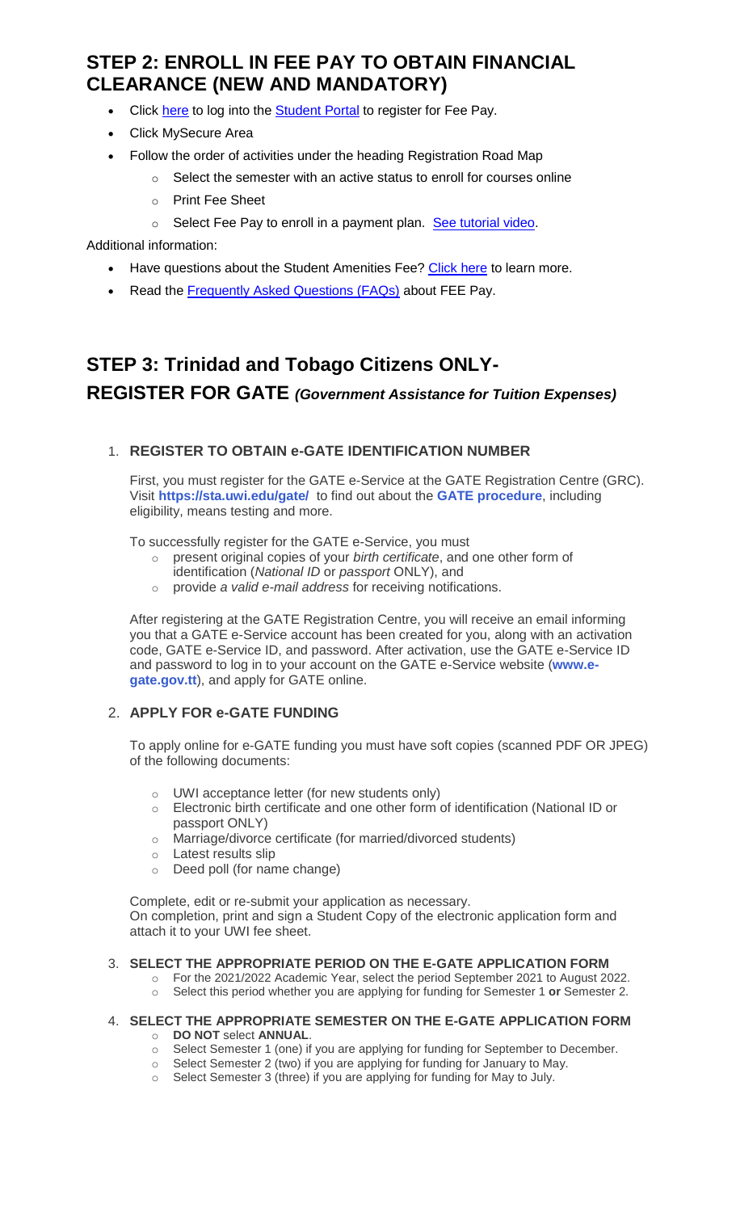## STEP 2: ENROLL IN FEE PAY TO OBTAIN FINANCIAL CLEARANCE (NEW AND MANDATORY)

- Click here to log into the Student Portal to register for Fee Pay.
- Click MySecure Area
- Follow the order of activities under the heading Registration Road Map
  - Select the semester with an active status to enroll for courses online
  - Print Fee Sheet
  - Select Fee Pay to enroll in a payment plan. See tutorial video.

Additional information:

- Have questions about the Student Amenities Fee? Click here to learn more.
- Read the Frequently Asked Questions (FAQs) about FEE Pay.

## STEP 3: Trinidad and Tobago Citizens ONLY- REGISTER FOR GATE *(Government Assistance for Tuition Expenses)*

1. **REGISTER TO OBTAIN e-GATE IDENTIFICATION NUMBER**

   First, you must register for the GATE e-Service at the GATE Registration Centre (GRC). Visit **https://sta.uwi.edu/gate/** to find out about the **GATE procedure**, including eligibility, means testing and more.

   To successfully register for the GATE e-Service, you must
   - present original copies of your *birth certificate*, and one other form of identification (*National ID* or *passport* ONLY), and
   - provide *a valid e-mail address* for receiving notifications.

   After registering at the GATE Registration Centre, you will receive an email informing you that a GATE e-Service account has been created for you, along with an activation code, GATE e-Service ID, and password. After activation, use the GATE e-Service ID and password to log in to your account on the GATE e-Service website (**www.e-gate.gov.tt**), and apply for GATE online.

2. **APPLY FOR e-GATE FUNDING**

   To apply online for e-GATE funding you must have soft copies (scanned PDF OR JPEG) of the following documents:

   - UWI acceptance letter (for new students only)
   - Electronic birth certificate and one other form of identification (National ID or passport ONLY)
   - Marriage/divorce certificate (for married/divorced students)
   - Latest results slip
   - Deed poll (for name change)

   Complete, edit or re-submit your application as necessary.
   On completion, print and sign a Student Copy of the electronic application form and attach it to your UWI fee sheet.

3. **SELECT THE APPROPRIATE PERIOD ON THE E-GATE APPLICATION FORM**
   - For the 2021/2022 Academic Year, select the period September 2021 to August 2022.
   - Select this period whether you are applying for funding for Semester 1 **or** Semester 2.

4. **SELECT THE APPROPRIATE SEMESTER ON THE E-GATE APPLICATION FORM**
   - **DO NOT** select **ANNUAL**.
   - Select Semester 1 (one) if you are applying for funding for September to December.
   - Select Semester 2 (two) if you are applying for funding for January to May.
   - Select Semester 3 (three) if you are applying for funding for May to July.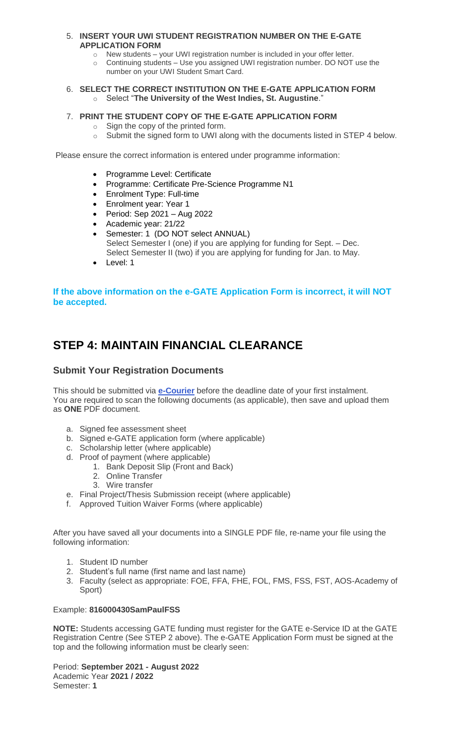5. **INSERT YOUR UWI STUDENT REGISTRATION NUMBER ON THE E-GATE APPLICATION FORM**
   - New students – your UWI registration number is included in your offer letter.
   - Continuing students – Use you assigned UWI registration number. DO NOT use the number on your UWI Student Smart Card.

6. **SELECT THE CORRECT INSTITUTION ON THE E-GATE APPLICATION FORM**
   - Select "**The University of the West Indies, St. Augustine**."

7. **PRINT THE STUDENT COPY OF THE E-GATE APPLICATION FORM**
   - Sign the copy of the printed form.
   - Submit the signed form to UWI along with the documents listed in STEP 4 below.

Please ensure the correct information is entered under programme information:

- Programme Level: Certificate
- Programme: Certificate Pre-Science Programme N1
- Enrolment Type: Full-time
- Enrolment year: Year 1
- Period: Sep 2021 – Aug 2022
- Academic year: 21/22
- Semester: 1 (DO NOT select ANNUAL)
  Select Semester I (one) if you are applying for funding for Sept. – Dec.
  Select Semester II (two) if you are applying for funding for Jan. to May.
- Level: 1

**If the above information on the e-GATE Application Form is incorrect, it will NOT be accepted.**

## STEP 4: MAINTAIN FINANCIAL CLEARANCE

### Submit Your Registration Documents

This should be submitted via **e-Courier** before the deadline date of your first instalment.
You are required to scan the following documents (as applicable), then save and upload them as **ONE** PDF document.

a. Signed fee assessment sheet
b. Signed e-GATE application form (where applicable)
c. Scholarship letter (where applicable)
d. Proof of payment (where applicable)
   1. Bank Deposit Slip (Front and Back)
   2. Online Transfer
   3. Wire transfer
e. Final Project/Thesis Submission receipt (where applicable)
f. Approved Tuition Waiver Forms (where applicable)

After you have saved all your documents into a SINGLE PDF file, re-name your file using the following information:

1. Student ID number
2. Student's full name (first name and last name)
3. Faculty (select as appropriate: FOE, FFA, FHE, FOL, FMS, FSS, FST, AOS-Academy of Sport)

Example: **816000430SamPaulFSS**

**NOTE:** Students accessing GATE funding must register for the GATE e-Service ID at the GATE Registration Centre (See STEP 2 above). The e-GATE Application Form must be signed at the top and the following information must be clearly seen:

Period: **September 2021 - August 2022**
Academic Year **2021 / 2022**
Semester: **1**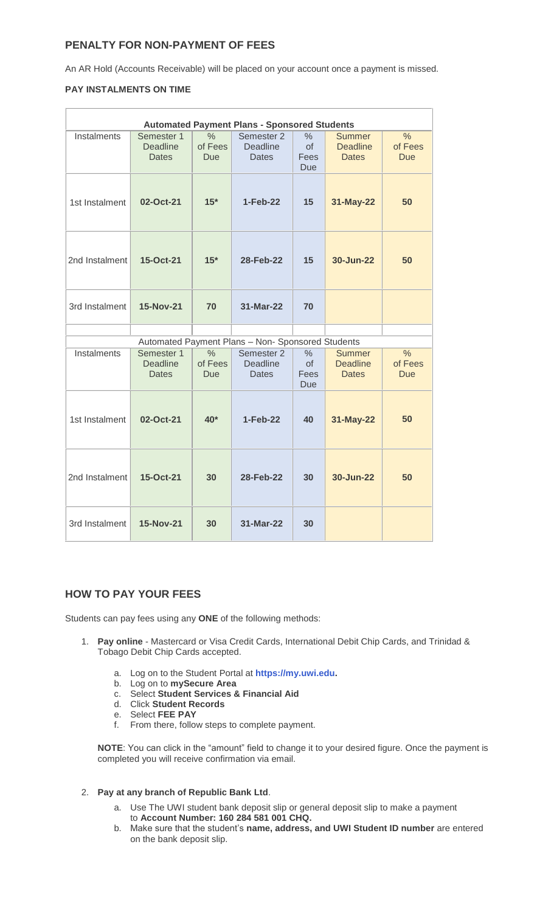## PENALTY FOR NON-PAYMENT OF FEES

An AR Hold (Accounts Receivable) will be placed on your account once a payment is missed.

**PAY INSTALMENTS ON TIME**

| **Automated Payment Plans - Sponsored Students** | | | | | | |
|---|---|---|---|---|---|---|
| Instalments | Semester 1 Deadline Dates | % of Fees Due | Semester 2 Deadline Dates | % of Fees Due | Summer Deadline Dates | % of Fees Due |
| 1st Instalment | **02-Oct-21** | **15*** | **1-Feb-22** | **15** | **31-May-22** | **50** |
| 2nd Instalment | **15-Oct-21** | **15*** | **28-Feb-22** | **15** | **30-Jun-22** | **50** |
| 3rd Instalment | **15-Nov-21** | **70** | **31-Mar-22** | **70** | | |
| | | | | | | |
| Automated Payment Plans – Non- Sponsored Students | | | | | | |
| Instalments | Semester 1 Deadline Dates | % of Fees Due | Semester 2 Deadline Dates | % of Fees Due | Summer Deadline Dates | % of Fees Due |
| 1st Instalment | **02-Oct-21** | **40*** | **1-Feb-22** | **40** | **31-May-22** | **50** |
| 2nd Instalment | **15-Oct-21** | **30** | **28-Feb-22** | **30** | **30-Jun-22** | **50** |
| 3rd Instalment | **15-Nov-21** | **30** | **31-Mar-22** | **30** | | |

## HOW TO PAY YOUR FEES

Students can pay fees using any **ONE** of the following methods:

1. **Pay online** - Mastercard or Visa Credit Cards, International Debit Chip Cards, and Trinidad & Tobago Debit Chip Cards accepted.
   a. Log on to the Student Portal at **https://my.uwi.edu.**
   b. Log on to **mySecure Area**
   c. Select **Student Services & Financial Aid**
   d. Click **Student Records**
   e. Select **FEE PAY**
   f. From there, follow steps to complete payment.

   **NOTE**: You can click in the "amount" field to change it to your desired figure. Once the payment is completed you will receive confirmation via email.

2. **Pay at any branch of Republic Bank Ltd**.
   a. Use The UWI student bank deposit slip or general deposit slip to make a payment to **Account Number: 160 284 581 001 CHQ.**
   b. Make sure that the student's **name, address, and UWI Student ID number** are entered on the bank deposit slip.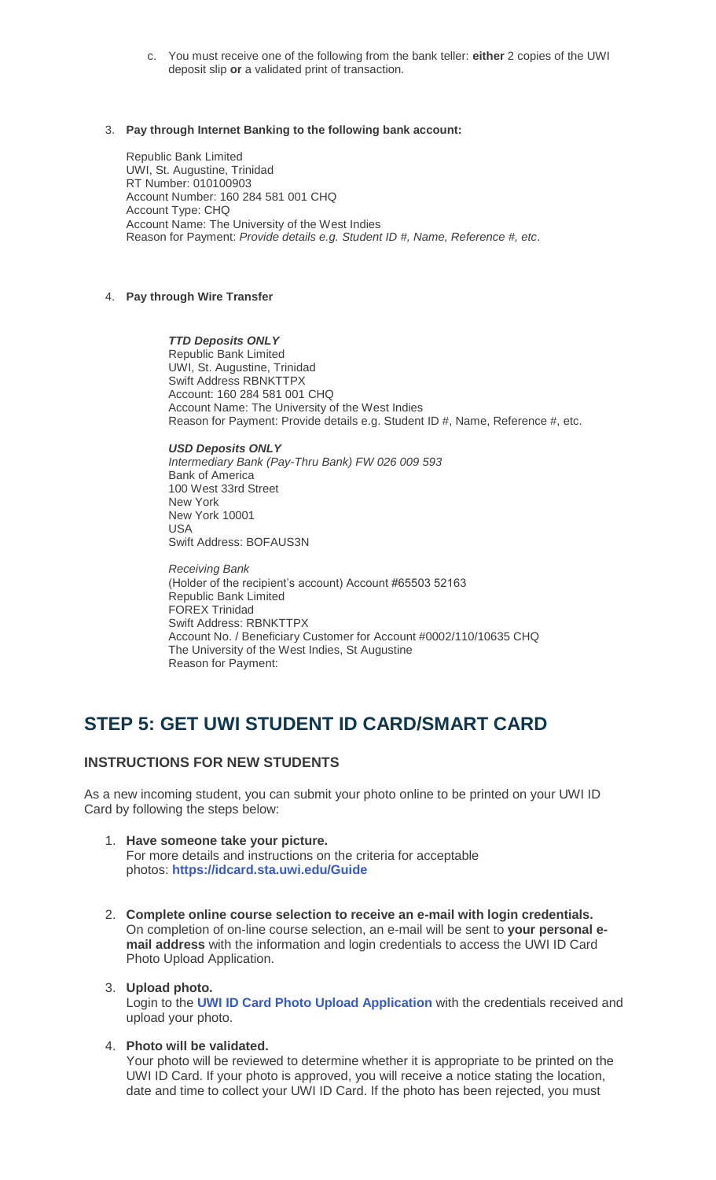c. You must receive one of the following from the bank teller: **either** 2 copies of the UWI deposit slip **or** a validated print of transaction.

3. **Pay through Internet Banking to the following bank account:**

   Republic Bank Limited
   UWI, St. Augustine, Trinidad
   RT Number: 010100903
   Account Number: 160 284 581 001 CHQ
   Account Type: CHQ
   Account Name: The University of the West Indies
   Reason for Payment: *Provide details e.g. Student ID #, Name, Reference #, etc*.

4. **Pay through Wire Transfer**

   ***TTD Deposits ONLY***
   Republic Bank Limited
   UWI, St. Augustine, Trinidad
   Swift Address RBNKTTPX
   Account: 160 284 581 001 CHQ
   Account Name: The University of the West Indies
   Reason for Payment: Provide details e.g. Student ID #, Name, Reference #, etc.

   ***USD Deposits ONLY***
   *Intermediary Bank (Pay-Thru Bank) FW 026 009 593*
   Bank of America
   100 West 33rd Street
   New York
   New York 10001
   USA
   Swift Address: BOFAUS3N

   *Receiving Bank*
   (Holder of the recipient's account) Account #65503 52163
   Republic Bank Limited
   FOREX Trinidad
   Swift Address: RBNKTTPX
   Account No. / Beneficiary Customer for Account #0002/110/10635 CHQ
   The University of the West Indies, St Augustine
   Reason for Payment:

## STEP 5: GET UWI STUDENT ID CARD/SMART CARD

### INSTRUCTIONS FOR NEW STUDENTS

As a new incoming student, you can submit your photo online to be printed on your UWI ID Card by following the steps below:

1. **Have someone take your picture.**
   For more details and instructions on the criteria for acceptable photos: **https://idcard.sta.uwi.edu/Guide**

2. **Complete online course selection to receive an e-mail with login credentials.**
   On completion of on-line course selection, an e-mail will be sent to **your personal e-mail address** with the information and login credentials to access the UWI ID Card Photo Upload Application.

3. **Upload photo.**
   Login to the **UWI ID Card Photo Upload Application** with the credentials received and upload your photo.

4. **Photo will be validated.**
   Your photo will be reviewed to determine whether it is appropriate to be printed on the UWI ID Card. If your photo is approved, you will receive a notice stating the location, date and time to collect your UWI ID Card. If the photo has been rejected, you must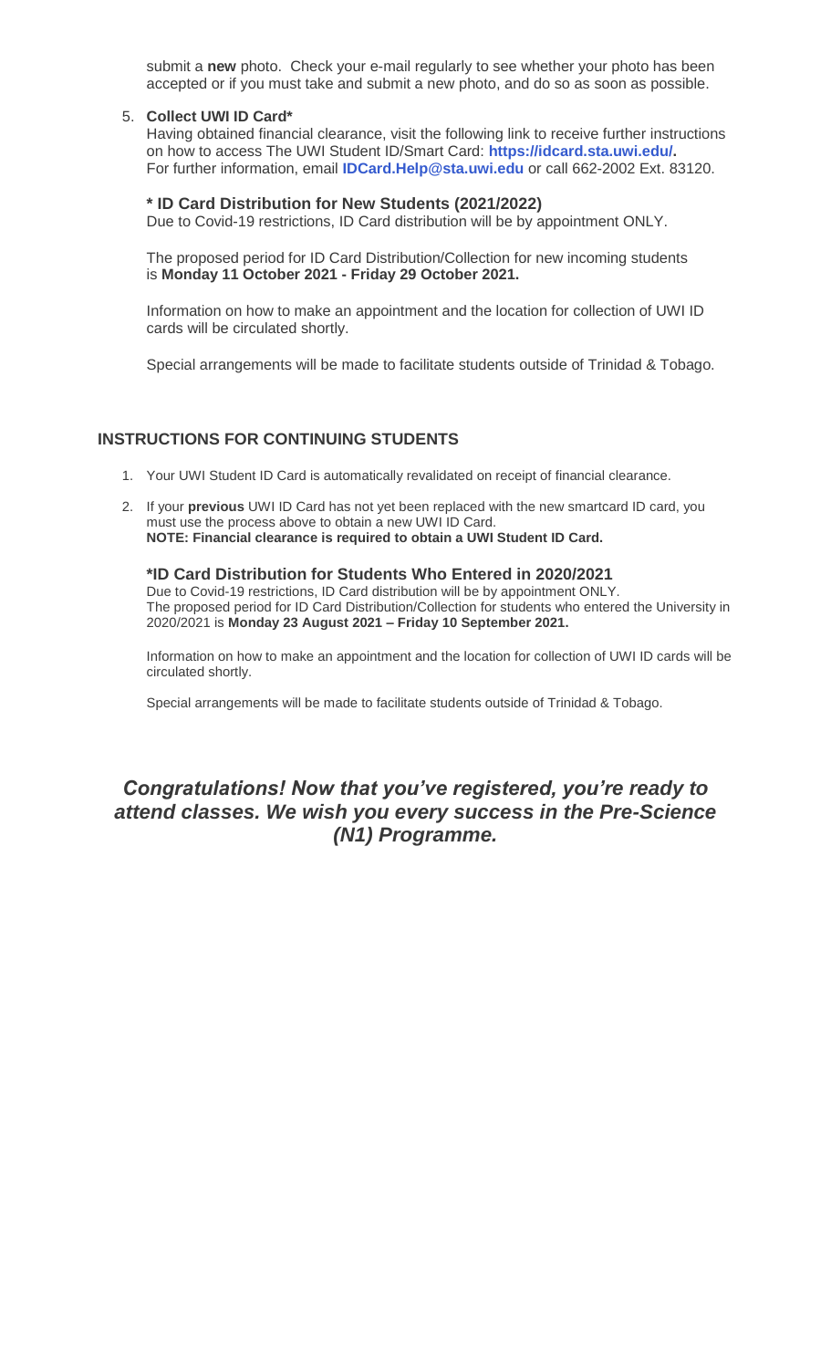submit a **new** photo. Check your e-mail regularly to see whether your photo has been accepted or if you must take and submit a new photo, and do so as soon as possible.

5. **Collect UWI ID Card***

   Having obtained financial clearance, visit the following link to receive further instructions on how to access The UWI Student ID/Smart Card: **https://idcard.sta.uwi.edu/.**
   For further information, email **IDCard.Help@sta.uwi.edu** or call 662-2002 Ext. 83120.

   **\* ID Card Distribution for New Students (2021/2022)**
   Due to Covid-19 restrictions, ID Card distribution will be by appointment ONLY.

   The proposed period for ID Card Distribution/Collection for new incoming students is **Monday 11 October 2021 - Friday 29 October 2021.**

   Information on how to make an appointment and the location for collection of UWI ID cards will be circulated shortly.

   Special arrangements will be made to facilitate students outside of Trinidad & Tobago.

## INSTRUCTIONS FOR CONTINUING STUDENTS

1. Your UWI Student ID Card is automatically revalidated on receipt of financial clearance.
2. If your **previous** UWI ID Card has not yet been replaced with the new smartcard ID card, you must use the process above to obtain a new UWI ID Card.
   **NOTE: Financial clearance is required to obtain a UWI Student ID Card.**

   **\*ID Card Distribution for Students Who Entered in 2020/2021**
   Due to Covid-19 restrictions, ID Card distribution will be by appointment ONLY.
   The proposed period for ID Card Distribution/Collection for students who entered the University in 2020/2021 is **Monday 23 August 2021 – Friday 10 September 2021.**

   Information on how to make an appointment and the location for collection of UWI ID cards will be circulated shortly.

   Special arrangements will be made to facilitate students outside of Trinidad & Tobago.

***Congratulations! Now that you've registered, you're ready to attend classes. We wish you every success in the Pre-Science (N1) Programme.***